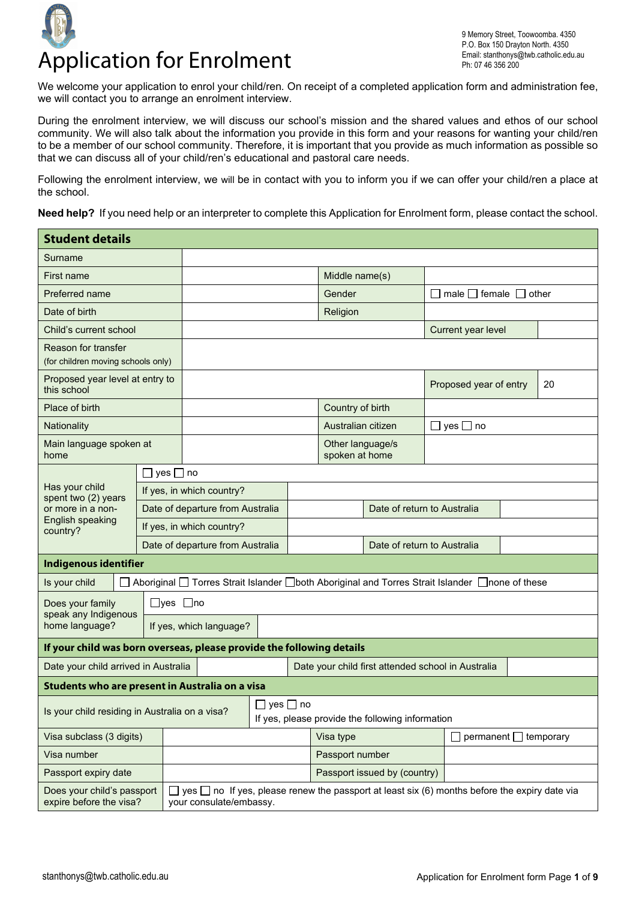# Application for Enrolment

9 Memory Street, Toowoomba. 4350
P.O. Box 150 Drayton North. 4350
Email: stanthonys@twb.catholic.edu.au
Ph: 07 46 356 200

We welcome your application to enrol your child/ren. On receipt of a completed application form and administration fee, we will contact you to arrange an enrolment interview.

During the enrolment interview, we will discuss our school's mission and the shared values and ethos of our school community. We will also talk about the information you provide in this form and your reasons for wanting your child/ren to be a member of our school community. Therefore, it is important that you provide as much information as possible so that we can discuss all of your child/ren's educational and pastoral care needs.

Following the enrolment interview, we will be in contact with you to inform you if we can offer your child/ren a place at the school.

**Need help?** If you need help or an interpreter to complete this Application for Enrolment form, please contact the school.

| **Student details** | | | |
|---|---|---|---|
| Surname | | | |
| First name | | Middle name(s) | |
| Preferred name | | Gender | ☐ male ☐ female ☐ other |
| Date of birth | | Religion | |
| Child's current school | | Current year level | |
| Reason for transfer (for children moving schools only) | | | |
| Proposed year level at entry to this school | | Proposed year of entry | 20 |
| Place of birth | | Country of birth | |
| Nationality | | Australian citizen | ☐ yes ☐ no |
| Main language spoken at home | | Other language/s spoken at home | |

| Has your child spent two (2) years or more in a non-English speaking country? | ☐ yes ☐ no | | |
|---|---|---|---|
| | If yes, in which country? | | |
| | Date of departure from Australia | | Date of return to Australia |
| | If yes, in which country? | | |
| | Date of departure from Australia | | Date of return to Australia |

| **Indigenous identifier** | |
|---|---|
| Is your child | ☐ Aboriginal ☐ Torres Strait Islander ☐ both Aboriginal and Torres Strait Islander ☐ none of these |
| Does your family speak any Indigenous home language? | ☐ yes ☐ no |
| | If yes, which language? |

| **If your child was born overseas, please provide the following details** | | | |
|---|---|---|---|
| Date your child arrived in Australia | | Date your child first attended school in Australia | |

| **Students who are present in Australia on a visa** | | | |
|---|---|---|---|
| Is your child residing in Australia on a visa? | ☐ yes ☐ no If yes, please provide the following information | | |
| Visa subclass (3 digits) | | Visa type | ☐ permanent ☐ temporary |
| Visa number | | Passport number | |
| Passport expiry date | | Passport issued by (country) | |
| Does your child's passport expire before the visa? | ☐ yes ☐ no If yes, please renew the passport at least six (6) months before the expiry date via your consulate/embassy. | | |

stanthonys@twb.catholic.edu.au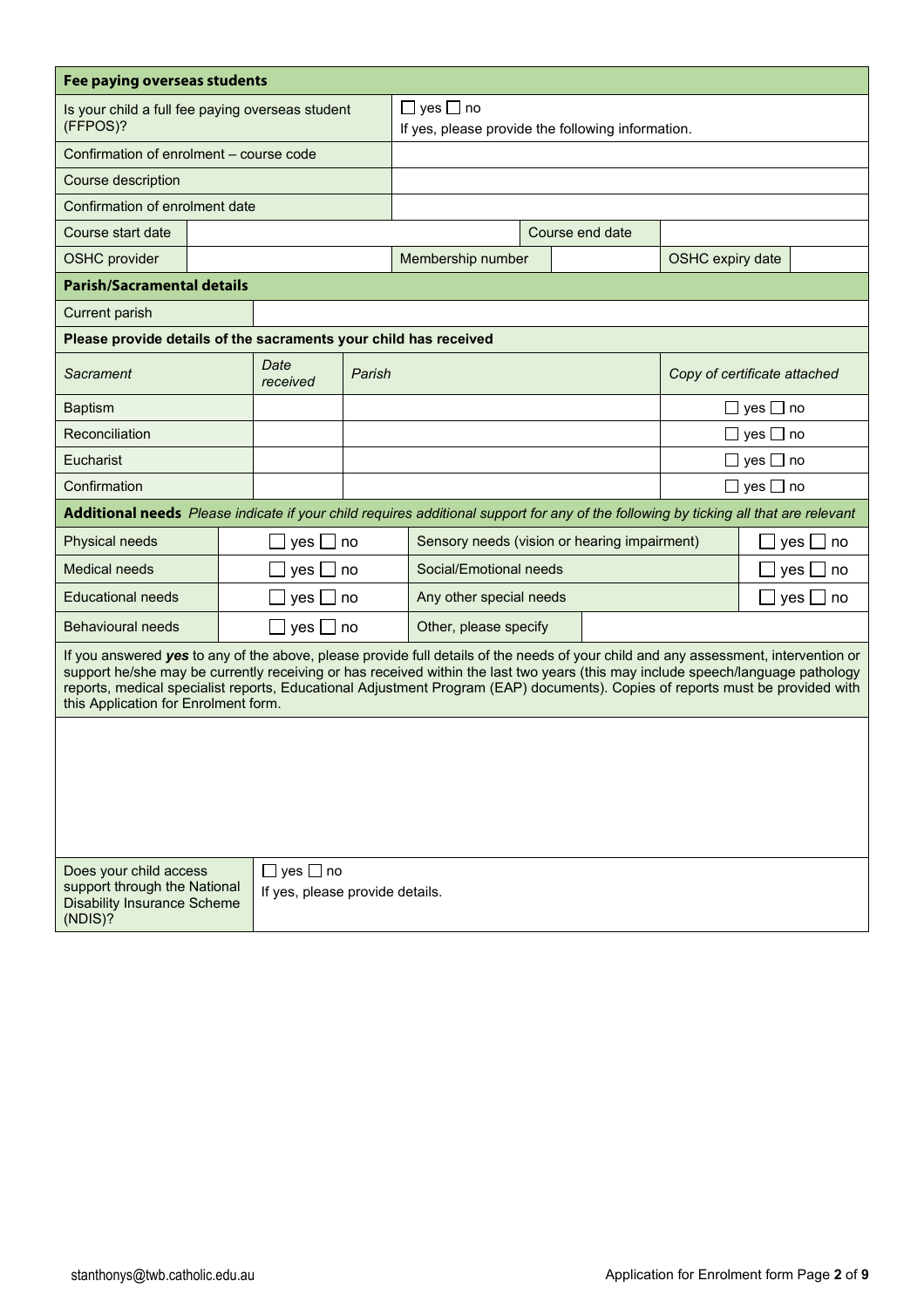## Fee paying overseas students

| | | | | | |
|---|---|---|---|---|---|
| Is your child a full fee paying overseas student (FFPOS)? | ☐ yes ☐ no<br>If yes, please provide the following information. | | | | |
| Confirmation of enrolment – course code | | | | | |
| Course description | | | | | |
| Confirmation of enrolment date | | | | | |
| Course start date | | | Course end date | | |
| OSHC provider | | Membership number | | OSHC expiry date | |

## Parish/Sacramental details

| | |
|---|---|
| Current parish | |

**Please provide details of the sacraments your child has received**

| *Sacrament* | *Date received* | *Parish* | *Copy of certificate attached* |
|---|---|---|---|
| Baptism | | | ☐ yes ☐ no |
| Reconciliation | | | ☐ yes ☐ no |
| Eucharist | | | ☐ yes ☐ no |
| Confirmation | | | ☐ yes ☐ no |

**Additional needs** *Please indicate if your child requires additional support for any of the following by ticking all that are relevant*

| | | | |
|---|---|---|---|
| Physical needs | ☐ yes ☐ no | Sensory needs (vision or hearing impairment) | ☐ yes ☐ no |
| Medical needs | ☐ yes ☐ no | Social/Emotional needs | ☐ yes ☐ no |
| Educational needs | ☐ yes ☐ no | Any other special needs | ☐ yes ☐ no |
| Behavioural needs | ☐ yes ☐ no | Other, please specify | |

If you answered ***yes*** to any of the above, please provide full details of the needs of your child and any assessment, intervention or support he/she may be currently receiving or has received within the last two years (this may include speech/language pathology reports, medical specialist reports, Educational Adjustment Program (EAP) documents). Copies of reports must be provided with this Application for Enrolment form.

| | |
|---|---|
| Does your child access support through the National Disability Insurance Scheme (NDIS)? | ☐ yes ☐ no<br>If yes, please provide details. |

stanthonys@twb.catholic.edu.au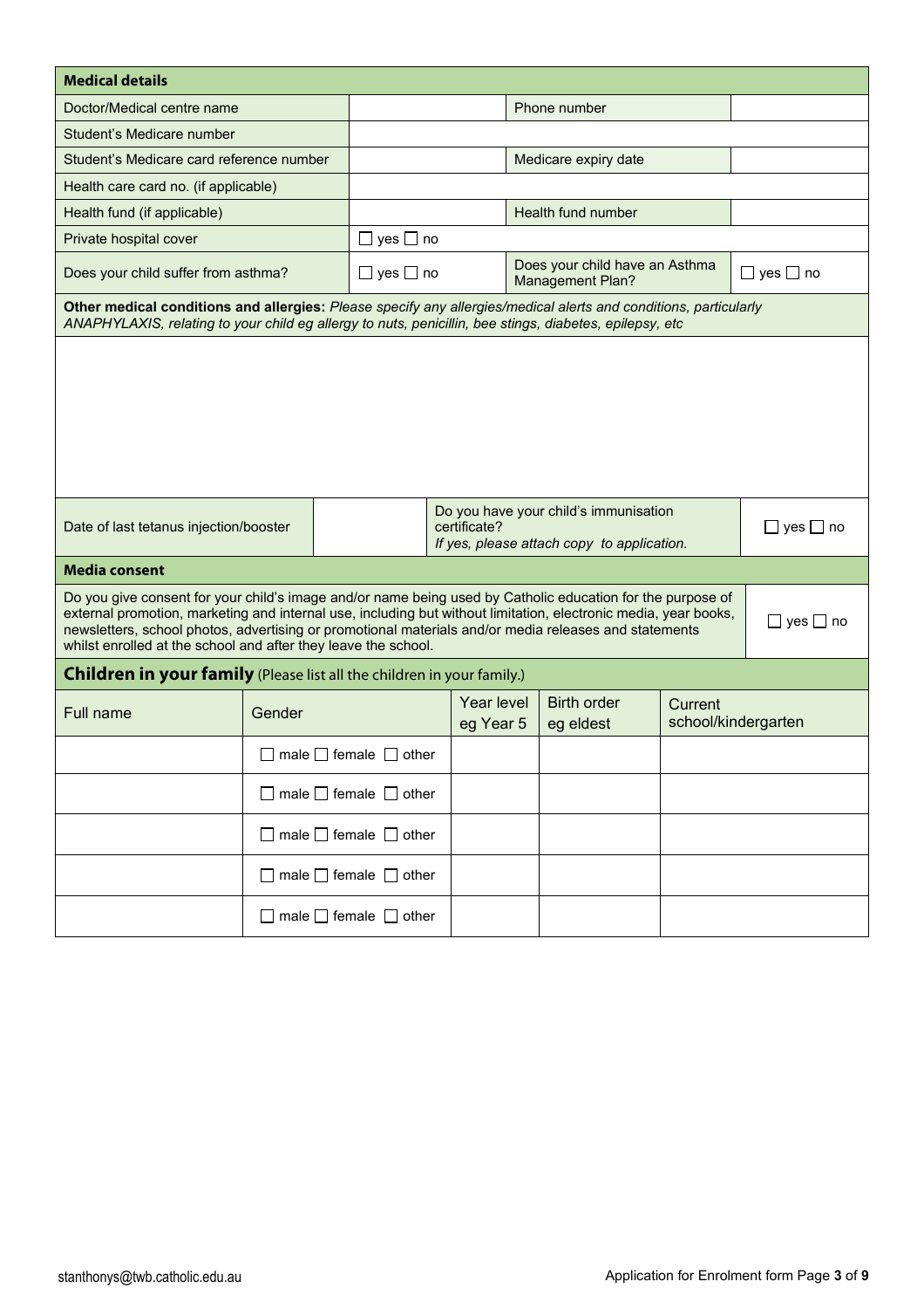## Medical details

| | | | |
|---|---|---|---|
| Doctor/Medical centre name | | Phone number | |
| Student's Medicare number | | | |
| Student's Medicare card reference number | | Medicare expiry date | |
| Health care card no. (if applicable) | | | |
| Health fund (if applicable) | | Health fund number | |
| Private hospital cover | ☐ yes ☐ no | | |
| Does your child suffer from asthma? | ☐ yes ☐ no | Does your child have an Asthma Management Plan? | ☐ yes ☐ no |

**Other medical conditions and allergies:** *Please specify any allergies/medical alerts and conditions, particularly ANAPHYLAXIS, relating to your child eg allergy to nuts, penicillin, bee stings, diabetes, epilepsy, etc*

| | | | |
|---|---|---|---|
| Date of last tetanus injection/booster | | Do you have your child's immunisation certificate? *If yes, please attach copy to application.* | ☐ yes ☐ no |

## Media consent

| | |
|---|---|
| Do you give consent for your child's image and/or name being used by Catholic education for the purpose of external promotion, marketing and internal use, including but without limitation, electronic media, year books, newsletters, school photos, advertising or promotional materials and/or media releases and statements whilst enrolled at the school and after they leave the school. | ☐ yes ☐ no |

## Children in your family (Please list all the children in your family.)

| Full name | Gender | Year level eg Year 5 | Birth order eg eldest | Current school/kindergarten |
|---|---|---|---|---|
| | ☐ male ☐ female ☐ other | | | |
| | ☐ male ☐ female ☐ other | | | |
| | ☐ male ☐ female ☐ other | | | |
| | ☐ male ☐ female ☐ other | | | |
| | ☐ male ☐ female ☐ other | | | |

stanthonys@twb.catholic.edu.au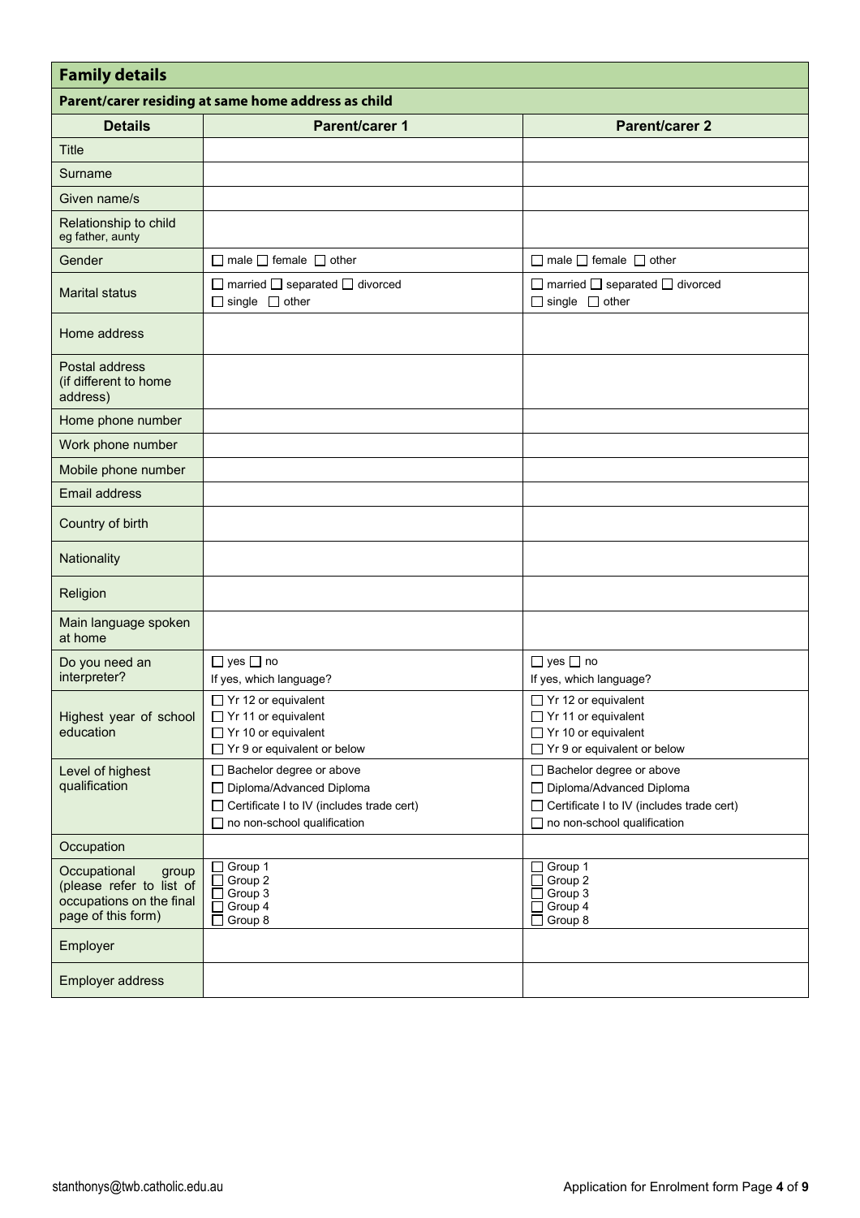## Family details

### Parent/carer residing at same home address as child

| Details | Parent/carer 1 | Parent/carer 2 |
|---|---|---|
| Title | | |
| Surname | | |
| Given name/s | | |
| Relationship to child<br>eg father, aunty | | |
| Gender | ☐ male ☐ female ☐ other | ☐ male ☐ female ☐ other |
| Marital status | ☐ married ☐ separated ☐ divorced<br>☐ single ☐ other | ☐ married ☐ separated ☐ divorced<br>☐ single ☐ other |
| Home address | | |
| Postal address (if different to home address) | | |
| Home phone number | | |
| Work phone number | | |
| Mobile phone number | | |
| Email address | | |
| Country of birth | | |
| Nationality | | |
| Religion | | |
| Main language spoken at home | | |
| Do you need an interpreter? | ☐ yes ☐ no<br>If yes, which language? | ☐ yes ☐ no<br>If yes, which language? |
| Highest year of school education | ☐ Yr 12 or equivalent<br>☐ Yr 11 or equivalent<br>☐ Yr 10 or equivalent<br>☐ Yr 9 or equivalent or below | ☐ Yr 12 or equivalent<br>☐ Yr 11 or equivalent<br>☐ Yr 10 or equivalent<br>☐ Yr 9 or equivalent or below |
| Level of highest qualification | ☐ Bachelor degree or above<br>☐ Diploma/Advanced Diploma<br>☐ Certificate I to IV (includes trade cert)<br>☐ no non-school qualification | ☐ Bachelor degree or above<br>☐ Diploma/Advanced Diploma<br>☐ Certificate I to IV (includes trade cert)<br>☐ no non-school qualification |
| Occupation | | |
| Occupational group (please refer to list of occupations on the final page of this form) | ☐ Group 1<br>☐ Group 2<br>☐ Group 3<br>☐ Group 4<br>☐ Group 8 | ☐ Group 1<br>☐ Group 2<br>☐ Group 3<br>☐ Group 4<br>☐ Group 8 |
| Employer | | |
| Employer address | | |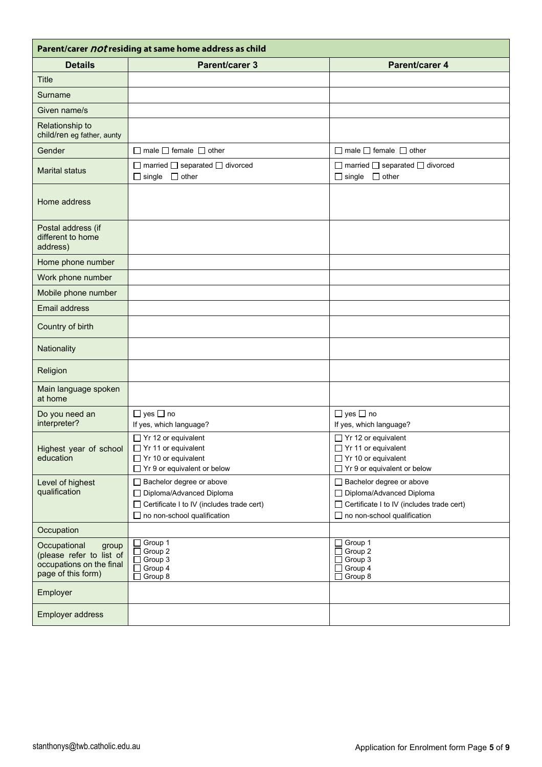## Parent/carer *not* residing at same home address as child

| Details | Parent/carer 3 | Parent/carer 4 |
|---|---|---|
| Title | | |
| Surname | | |
| Given name/s | | |
| Relationship to child/ren eg father, aunty | | |
| Gender | ☐ male ☐ female ☐ other | ☐ male ☐ female ☐ other |
| Marital status | ☐ married ☐ separated ☐ divorced ☐ single ☐ other | ☐ married ☐ separated ☐ divorced ☐ single ☐ other |
| Home address | | |
| Postal address (if different to home address) | | |
| Home phone number | | |
| Work phone number | | |
| Mobile phone number | | |
| Email address | | |
| Country of birth | | |
| Nationality | | |
| Religion | | |
| Main language spoken at home | | |
| Do you need an interpreter? | ☐ yes ☐ no<br>If yes, which language? | ☐ yes ☐ no<br>If yes, which language? |
| Highest year of school education | ☐ Yr 12 or equivalent<br>☐ Yr 11 or equivalent<br>☐ Yr 10 or equivalent<br>☐ Yr 9 or equivalent or below | ☐ Yr 12 or equivalent<br>☐ Yr 11 or equivalent<br>☐ Yr 10 or equivalent<br>☐ Yr 9 or equivalent or below |
| Level of highest qualification | ☐ Bachelor degree or above<br>☐ Diploma/Advanced Diploma<br>☐ Certificate I to IV (includes trade cert)<br>☐ no non-school qualification | ☐ Bachelor degree or above<br>☐ Diploma/Advanced Diploma<br>☐ Certificate I to IV (includes trade cert)<br>☐ no non-school qualification |
| Occupation | | |
| Occupational group (please refer to list of occupations on the final page of this form) | ☐ Group 1<br>☐ Group 2<br>☐ Group 3<br>☐ Group 4<br>☐ Group 8 | ☐ Group 1<br>☐ Group 2<br>☐ Group 3<br>☐ Group 4<br>☐ Group 8 |
| Employer | | |
| Employer address | | |

stanthonys@twb.catholic.edu.au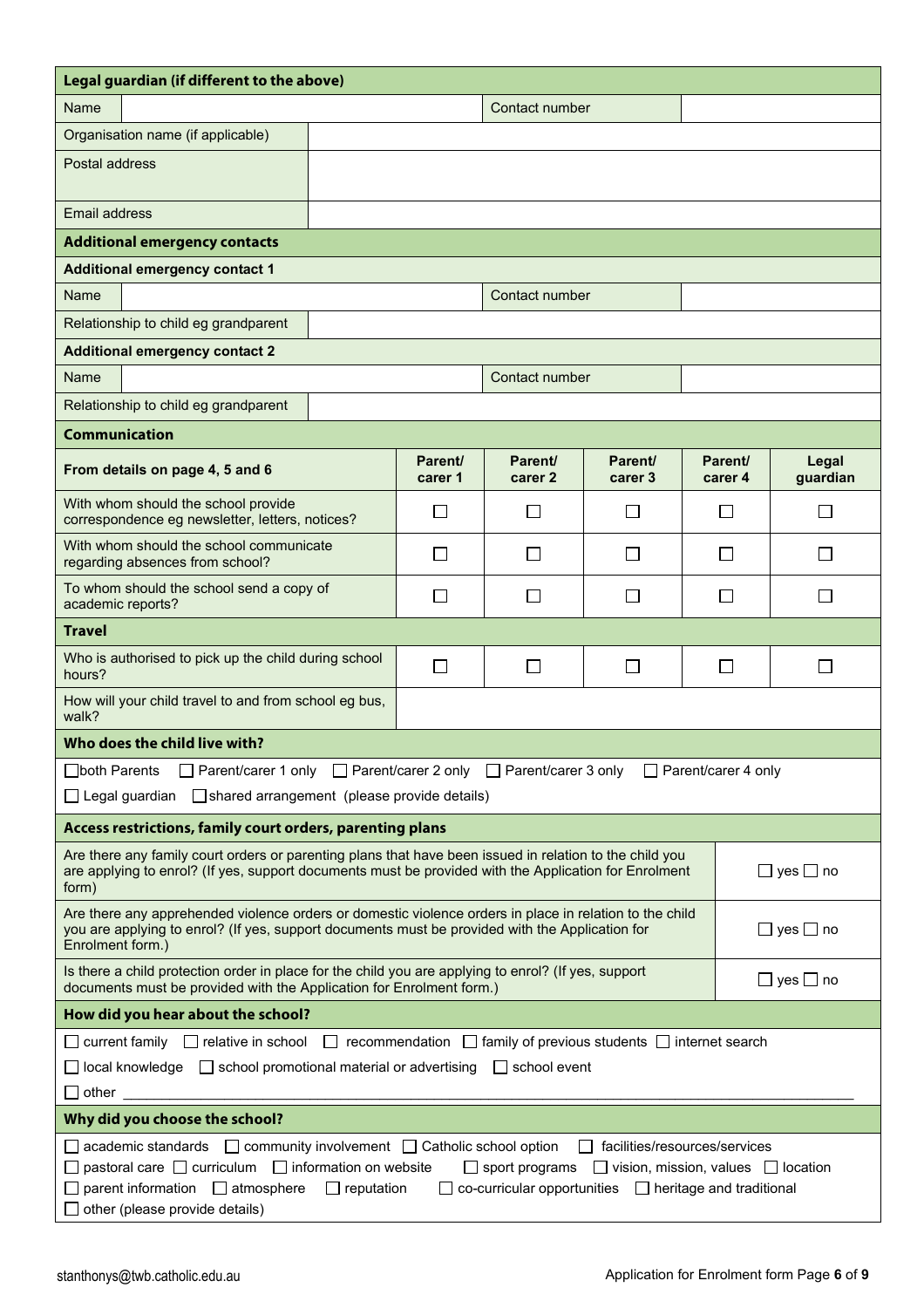## Legal guardian (if different to the above)

| Name | | Contact number | |
|---|---|---|---|
| Organisation name (if applicable) | | | |
| Postal address | | | |
| Email address | | | |

## Additional emergency contacts

**Additional emergency contact 1**

| Name | | Contact number | |
|---|---|---|---|
| Relationship to child eg grandparent | | | |

**Additional emergency contact 2**

| Name | | Contact number | |
|---|---|---|---|
| Relationship to child eg grandparent | | | |

## Communication

| From details on page 4, 5 and 6 | Parent/ carer 1 | Parent/ carer 2 | Parent/ carer 3 | Parent/ carer 4 | Legal guardian |
|---|---|---|---|---|---|
| With whom should the school provide correspondence eg newsletter, letters, notices? | ☐ | ☐ | ☐ | ☐ | ☐ |
| With whom should the school communicate regarding absences from school? | ☐ | ☐ | ☐ | ☐ | ☐ |
| To whom should the school send a copy of academic reports? | ☐ | ☐ | ☐ | ☐ | ☐ |

## Travel

| | | | | | |
|---|---|---|---|---|---|
| Who is authorised to pick up the child during school hours? | ☐ | ☐ | ☐ | ☐ | ☐ |
| How will your child travel to and from school eg bus, walk? | | | | | |

## Who does the child live with?

☐ both Parents ☐ Parent/carer 1 only ☐ Parent/carer 2 only ☐ Parent/carer 3 only ☐ Parent/carer 4 only

☐ Legal guardian ☐ shared arrangement (please provide details)

## Access restrictions, family court orders, parenting plans

| | |
|---|---|
| Are there any family court orders or parenting plans that have been issued in relation to the child you are applying to enrol? (If yes, support documents must be provided with the Application for Enrolment form) | ☐ yes ☐ no |
| Are there any apprehended violence orders or domestic violence orders in place in relation to the child you are applying to enrol? (If yes, support documents must be provided with the Application for Enrolment form.) | ☐ yes ☐ no |
| Is there a child protection order in place for the child you are applying to enrol? (If yes, support documents must be provided with the Application for Enrolment form.) | ☐ yes ☐ no |

## How did you hear about the school?

☐ current family ☐ relative in school ☐ recommendation ☐ family of previous students ☐ internet search

☐ local knowledge ☐ school promotional material or advertising ☐ school event

☐ other ______________________________________________

## Why did you choose the school?

☐ academic standards ☐ community involvement ☐ Catholic school option ☐ facilities/resources/services

☐ pastoral care ☐ curriculum ☐ information on website ☐ sport programs ☐ vision, mission, values ☐ location

☐ parent information ☐ atmosphere ☐ reputation ☐ co-curricular opportunities ☐ heritage and traditional

☐ other (please provide details)

stanthonys@twb.catholic.edu.au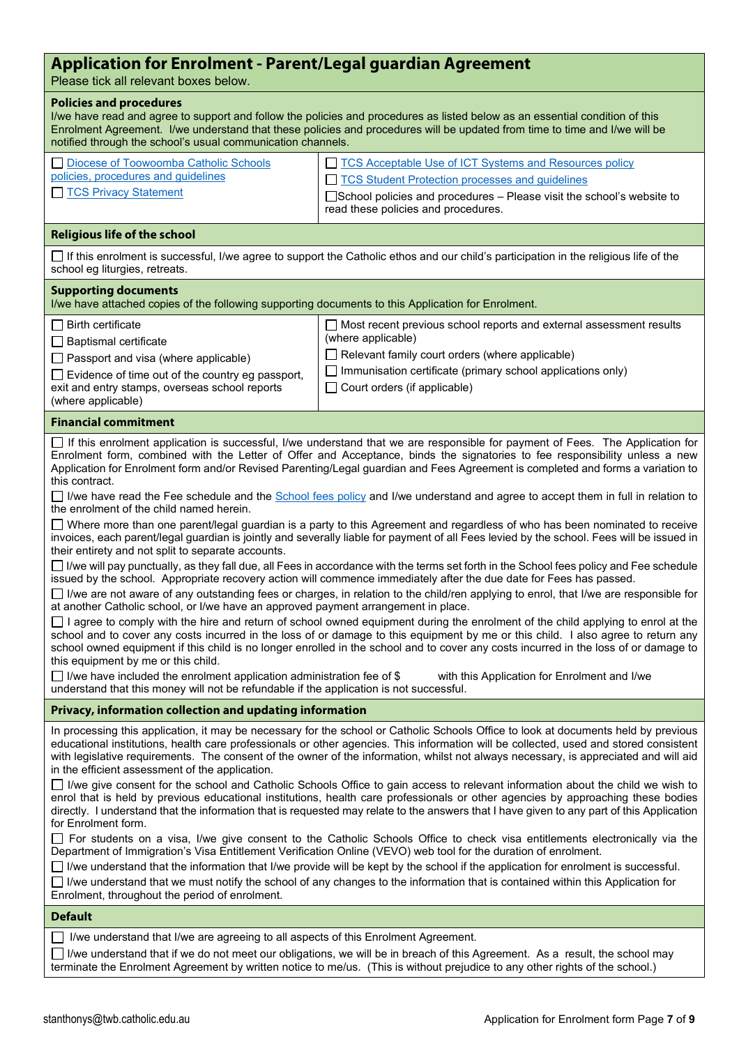## Application for Enrolment - Parent/Legal guardian Agreement

Please tick all relevant boxes below.

### Policies and procedures

I/we have read and agree to support and follow the policies and procedures as listed below as an essential condition of this Enrolment Agreement. I/we understand that these policies and procedures will be updated from time to time and I/we will be notified through the school's usual communication channels.

- ☐ Diocese of Toowoomba Catholic Schools policies, procedures and guidelines
- ☐ TCS Privacy Statement
- ☐ TCS Acceptable Use of ICT Systems and Resources policy
- ☐ TCS Student Protection processes and guidelines
- ☐ School policies and procedures – Please visit the school's website to read these policies and procedures.

### Religious life of the school

☐ If this enrolment is successful, I/we agree to support the Catholic ethos and our child's participation in the religious life of the school eg liturgies, retreats.

### Supporting documents

I/we have attached copies of the following supporting documents to this Application for Enrolment.

- ☐ Birth certificate
- ☐ Baptismal certificate
- ☐ Passport and visa (where applicable)
- ☐ Evidence of time out of the country eg passport, exit and entry stamps, overseas school reports (where applicable)
- ☐ Most recent previous school reports and external assessment results (where applicable)
- ☐ Relevant family court orders (where applicable)
- ☐ Immunisation certificate (primary school applications only)
- ☐ Court orders (if applicable)

### Financial commitment

☐ If this enrolment application is successful, I/we understand that we are responsible for payment of Fees. The Application for Enrolment form, combined with the Letter of Offer and Acceptance, binds the signatories to fee responsibility unless a new Application for Enrolment form and/or Revised Parenting/Legal guardian and Fees Agreement is completed and forms a variation to this contract.

☐ I/we have read the Fee schedule and the School fees policy and I/we understand and agree to accept them in full in relation to the enrolment of the child named herein.

☐ Where more than one parent/legal guardian is a party to this Agreement and regardless of who has been nominated to receive invoices, each parent/legal guardian is jointly and severally liable for payment of all Fees levied by the school. Fees will be issued in their entirety and not split to separate accounts.

☐ I/we will pay punctually, as they fall due, all Fees in accordance with the terms set forth in the School fees policy and Fee schedule issued by the school. Appropriate recovery action will commence immediately after the due date for Fees has passed.

☐ I/we are not aware of any outstanding fees or charges, in relation to the child/ren applying to enrol, that I/we are responsible for at another Catholic school, or I/we have an approved payment arrangement in place.

☐ I agree to comply with the hire and return of school owned equipment during the enrolment of the child applying to enrol at the school and to cover any costs incurred in the loss of or damage to this equipment by me or this child. I also agree to return any school owned equipment if this child is no longer enrolled in the school and to cover any costs incurred in the loss of or damage to this equipment by me or this child.

☐ I/we have included the enrolment application administration fee of $ &nbsp;&nbsp;&nbsp;&nbsp;&nbsp;&nbsp; with this Application for Enrolment and I/we understand that this money will not be refundable if the application is not successful.

### Privacy, information collection and updating information

In processing this application, it may be necessary for the school or Catholic Schools Office to look at documents held by previous educational institutions, health care professionals or other agencies. This information will be collected, used and stored consistent with legislative requirements. The consent of the owner of the information, whilst not always necessary, is appreciated and will aid in the efficient assessment of the application.

☐ I/we give consent for the school and Catholic Schools Office to gain access to relevant information about the child we wish to enrol that is held by previous educational institutions, health care professionals or other agencies by approaching these bodies directly. I understand that the information that is requested may relate to the answers that I have given to any part of this Application for Enrolment form.

☐ For students on a visa, I/we give consent to the Catholic Schools Office to check visa entitlements electronically via the Department of Immigration's Visa Entitlement Verification Online (VEVO) web tool for the duration of enrolment.

☐ I/we understand that the information that I/we provide will be kept by the school if the application for enrolment is successful.

☐ I/we understand that we must notify the school of any changes to the information that is contained within this Application for Enrolment, throughout the period of enrolment.

### Default

☐ I/we understand that I/we are agreeing to all aspects of this Enrolment Agreement.

☐ I/we understand that if we do not meet our obligations, we will be in breach of this Agreement. As a result, the school may terminate the Enrolment Agreement by written notice to me/us. (This is without prejudice to any other rights of the school.)

stanthonys@twb.catholic.edu.au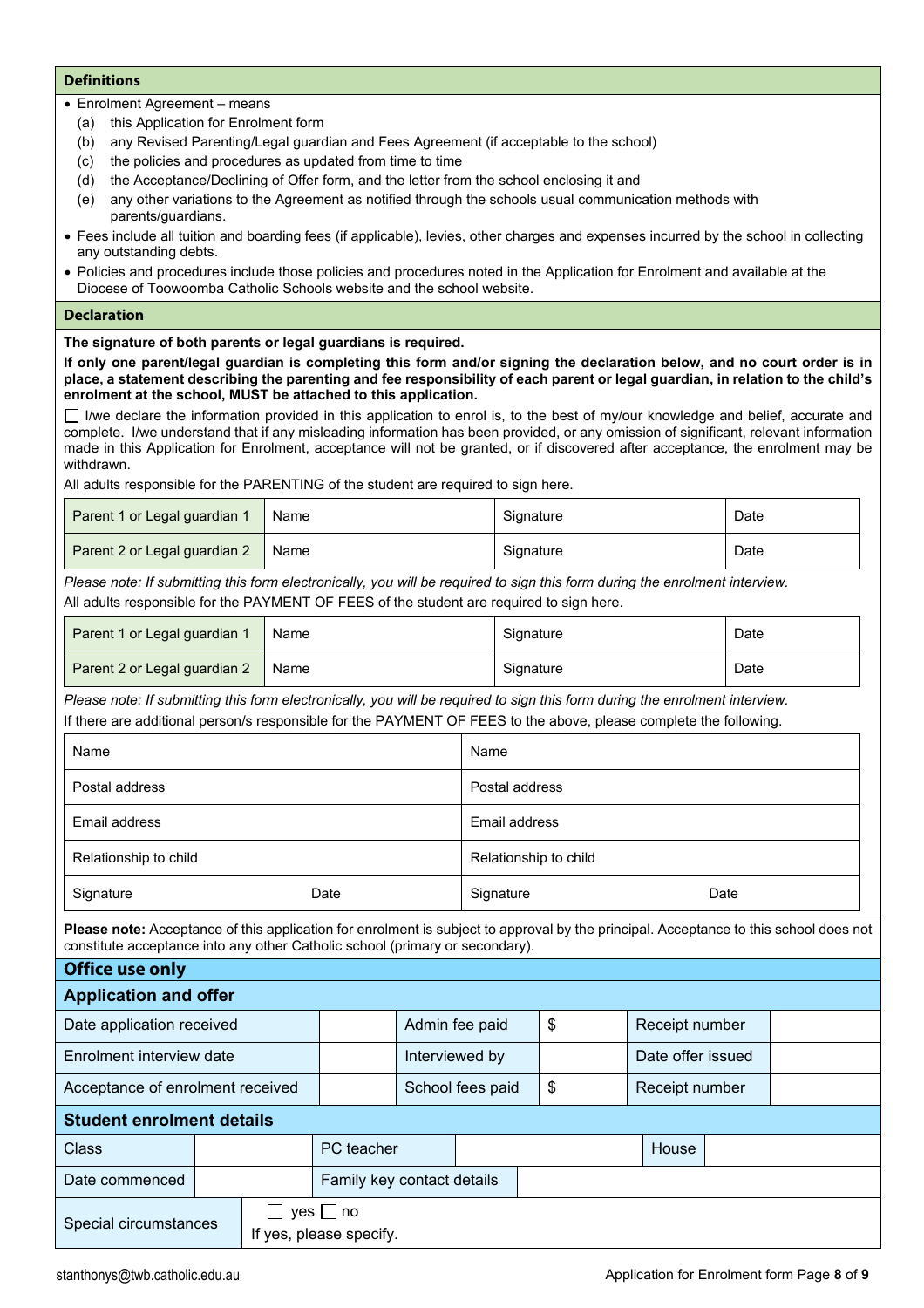## Definitions

- Enrolment Agreement – means
  - (a) this Application for Enrolment form
  - (b) any Revised Parenting/Legal guardian and Fees Agreement (if acceptable to the school)
  - (c) the policies and procedures as updated from time to time
  - (d) the Acceptance/Declining of Offer form, and the letter from the school enclosing it and
  - (e) any other variations to the Agreement as notified through the schools usual communication methods with parents/guardians.
- Fees include all tuition and boarding fees (if applicable), levies, other charges and expenses incurred by the school in collecting any outstanding debts.
- Policies and procedures include those policies and procedures noted in the Application for Enrolment and available at the Diocese of Toowoomba Catholic Schools website and the school website.

## Declaration

**The signature of both parents or legal guardians is required.**

**If only one parent/legal guardian is completing this form and/or signing the declaration below, and no court order is in place, a statement describing the parenting and fee responsibility of each parent or legal guardian, in relation to the child's enrolment at the school, MUST be attached to this application.**

☐ I/we declare the information provided in this application to enrol is, to the best of my/our knowledge and belief, accurate and complete. I/we understand that if any misleading information has been provided, or any omission of significant, relevant information made in this Application for Enrolment, acceptance will not be granted, or if discovered after acceptance, the enrolment may be withdrawn.

All adults responsible for the PARENTING of the student are required to sign here.

| | | | |
|---|---|---|---|
| Parent 1 or Legal guardian 1 | Name | Signature | Date |
| Parent 2 or Legal guardian 2 | Name | Signature | Date |

*Please note: If submitting this form electronically, you will be required to sign this form during the enrolment interview.*

All adults responsible for the PAYMENT OF FEES of the student are required to sign here.

| | | | |
|---|---|---|---|
| Parent 1 or Legal guardian 1 | Name | Signature | Date |
| Parent 2 or Legal guardian 2 | Name | Signature | Date |

*Please note: If submitting this form electronically, you will be required to sign this form during the enrolment interview.*

If there are additional person/s responsible for the PAYMENT OF FEES to the above, please complete the following.

| | |
|---|---|
| Name | Name |
| Postal address | Postal address |
| Email address | Email address |
| Relationship to child | Relationship to child |
| Signature Date | Signature Date |

**Please note:** Acceptance of this application for enrolment is subject to approval by the principal. Acceptance to this school does not constitute acceptance into any other Catholic school (primary or secondary).

## Office use only

### Application and offer

| | | | | | |
|---|---|---|---|---|---|
| Date application received | | Admin fee paid | $ | Receipt number | |
| Enrolment interview date | | Interviewed by | | Date offer issued | |
| Acceptance of enrolment received | | School fees paid | $ | Receipt number | |

### Student enrolment details

| | | | | | |
|---|---|---|---|---|---|
| Class | | PC teacher | | House | |
| Date commenced | | Family key contact details | | | |
| Special circumstances | ☐ yes ☐ no<br>If yes, please specify. | | | | |

stanthonys@twb.catholic.edu.au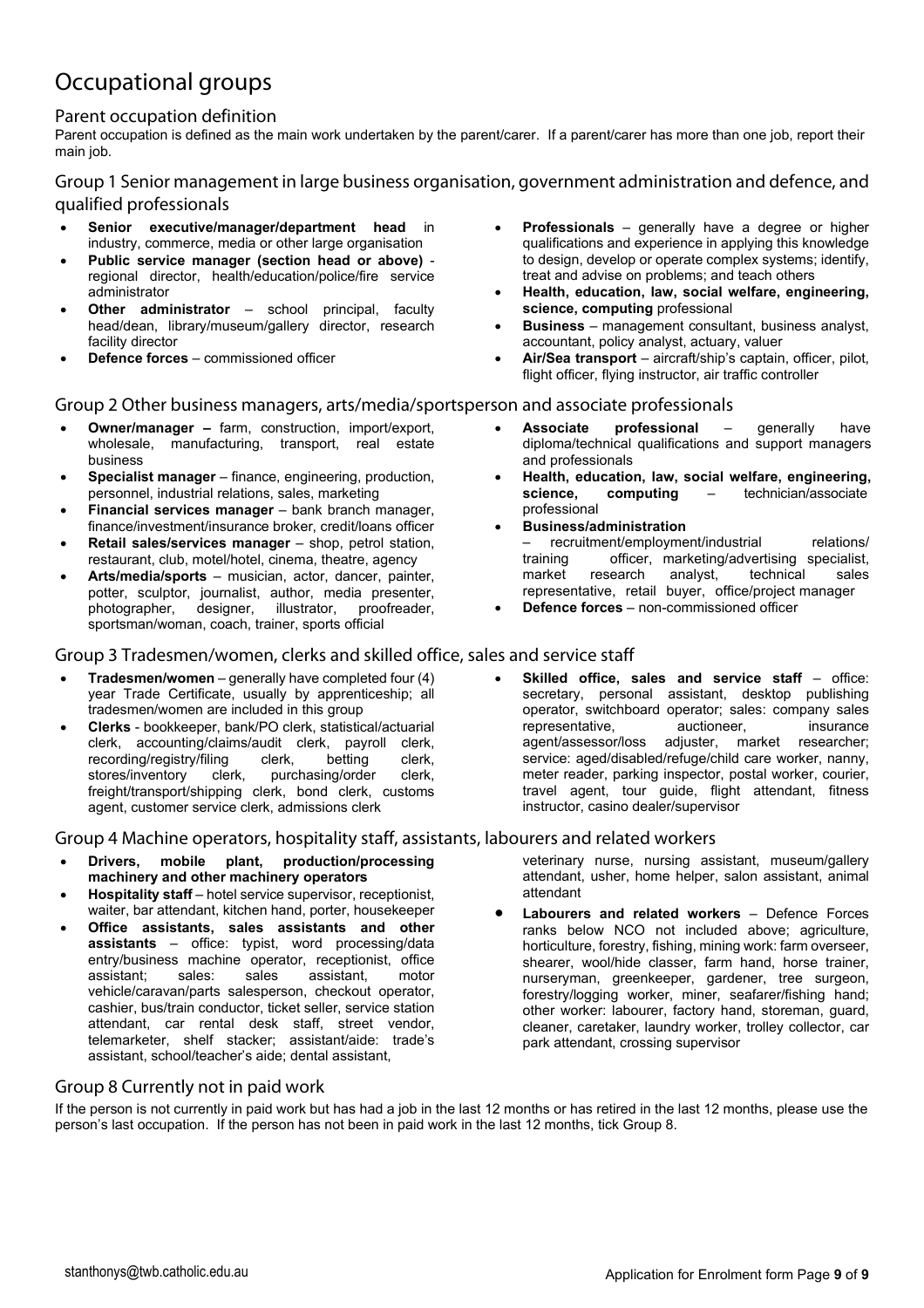# Occupational groups

## Parent occupation definition

Parent occupation is defined as the main work undertaken by the parent/carer. If a parent/carer has more than one job, report their main job.

## Group 1 Senior management in large business organisation, government administration and defence, and qualified professionals

- **Senior executive/manager/department head** in industry, commerce, media or other large organisation
- **Public service manager (section head or above)** - regional director, health/education/police/fire service administrator
- **Other administrator** – school principal, faculty head/dean, library/museum/gallery director, research facility director
- **Defence forces** – commissioned officer
- **Professionals** – generally have a degree or higher qualifications and experience in applying this knowledge to design, develop or operate complex systems; identify, treat and advise on problems; and teach others
- **Health, education, law, social welfare, engineering, science, computing** professional
- **Business** – management consultant, business analyst, accountant, policy analyst, actuary, valuer
- **Air/Sea transport** – aircraft/ship's captain, officer, pilot, flight officer, flying instructor, air traffic controller

## Group 2 Other business managers, arts/media/sportsperson and associate professionals

- **Owner/manager –** farm, construction, import/export, wholesale, manufacturing, transport, real estate business
- **Specialist manager** – finance, engineering, production, personnel, industrial relations, sales, marketing
- **Financial services manager** – bank branch manager, finance/investment/insurance broker, credit/loans officer
- **Retail sales/services manager** – shop, petrol station, restaurant, club, motel/hotel, cinema, theatre, agency
- **Arts/media/sports** – musician, actor, dancer, painter, potter, sculptor, journalist, author, media presenter, photographer, designer, illustrator, proofreader, sportsman/woman, coach, trainer, sports official
- **Associate professional** – generally have diploma/technical qualifications and support managers and professionals
- **Health, education, law, social welfare, engineering, science, computing** – technician/associate professional
- **Business/administration**
  – recruitment/employment/industrial relations/ training officer, marketing/advertising specialist, market research analyst, technical sales representative, retail buyer, office/project manager
- **Defence forces** – non-commissioned officer

## Group 3 Tradesmen/women, clerks and skilled office, sales and service staff

- **Tradesmen/women** – generally have completed four (4) year Trade Certificate, usually by apprenticeship; all tradesmen/women are included in this group
- **Clerks** - bookkeeper, bank/PO clerk, statistical/actuarial clerk, accounting/claims/audit clerk, payroll clerk, recording/registry/filing clerk, betting clerk, stores/inventory clerk, purchasing/order clerk, freight/transport/shipping clerk, bond clerk, customs agent, customer service clerk, admissions clerk
- **Skilled office, sales and service staff** – office: secretary, personal assistant, desktop publishing operator, switchboard operator; sales: company sales representative, auctioneer, insurance agent/assessor/loss adjuster, market researcher; service: aged/disabled/refuge/child care worker, nanny, meter reader, parking inspector, postal worker, courier, travel agent, tour guide, flight attendant, fitness instructor, casino dealer/supervisor

## Group 4 Machine operators, hospitality staff, assistants, labourers and related workers

- **Drivers, mobile plant, production/processing machinery and other machinery operators**
- **Hospitality staff** – hotel service supervisor, receptionist, waiter, bar attendant, kitchen hand, porter, housekeeper
- **Office assistants, sales assistants and other assistants** – office: typist, word processing/data entry/business machine operator, receptionist, office assistant; sales: sales assistant, motor vehicle/caravan/parts salesperson, checkout operator, cashier, bus/train conductor, ticket seller, service station attendant, car rental desk staff, street vendor, telemarketer, shelf stacker; assistant/aide: trade's assistant, school/teacher's aide; dental assistant, veterinary nurse, nursing assistant, museum/gallery attendant, usher, home helper, salon assistant, animal attendant
- **Labourers and related workers** – Defence Forces ranks below NCO not included above; agriculture, horticulture, forestry, fishing, mining work: farm overseer, shearer, wool/hide classer, farm hand, horse trainer, nurseryman, greenkeeper, gardener, tree surgeon, forestry/logging worker, miner, seafarer/fishing hand; other worker: labourer, factory hand, storeman, guard, cleaner, caretaker, laundry worker, trolley collector, car park attendant, crossing supervisor

## Group 8 Currently not in paid work

If the person is not currently in paid work but has had a job in the last 12 months or has retired in the last 12 months, please use the person's last occupation. If the person has not been in paid work in the last 12 months, tick Group 8.

stanthonys@twb.catholic.edu.au